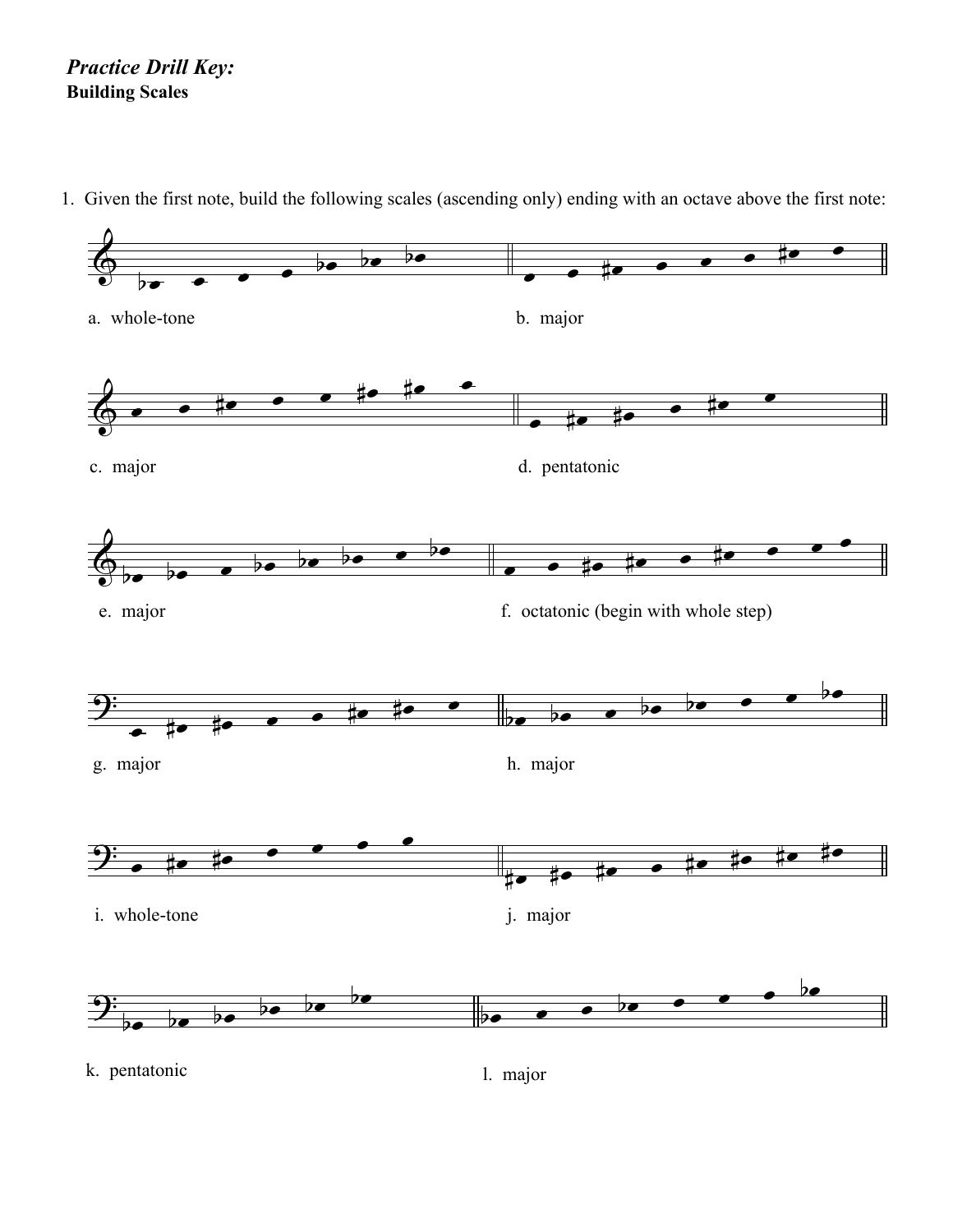*Practice Drill Key:*
**Building Scales**

1. Given the first note, build the following scales (ascending only) ending with an octave above the first note:

a. whole-tone

b. major

c. major

d. pentatonic

e. major

f. octatonic (begin with whole step)

g. major

h. major

i. whole-tone

j. major

k. pentatonic

l. major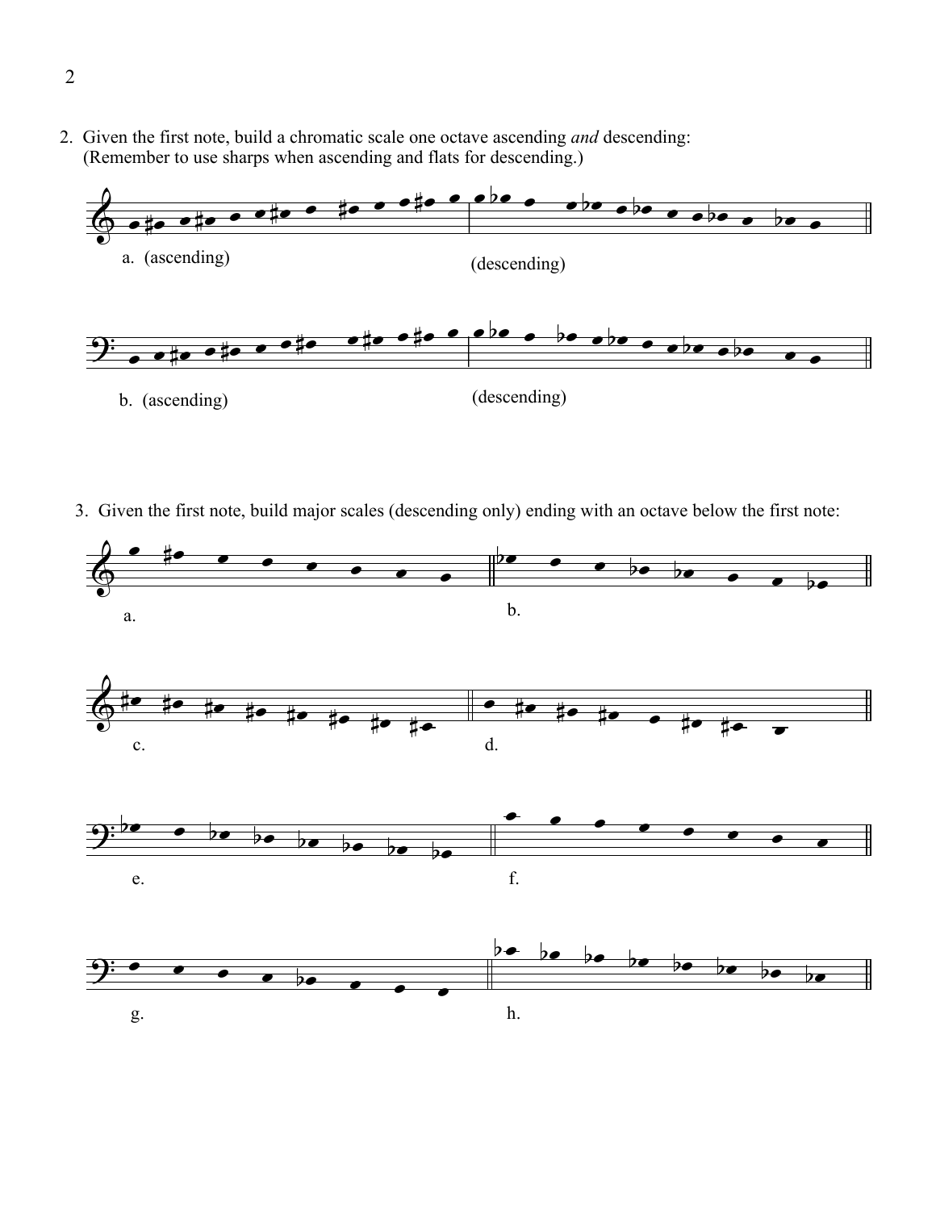2. Given the first note, build a chromatic scale one octave ascending *and* descending:
   (Remember to use sharps when ascending and flats for descending.)

a. (ascending)

(descending)

b. (ascending)

(descending)

3. Given the first note, build major scales (descending only) ending with an octave below the first note:

a.

b.

c.

d.

e.

f.

g.

h.